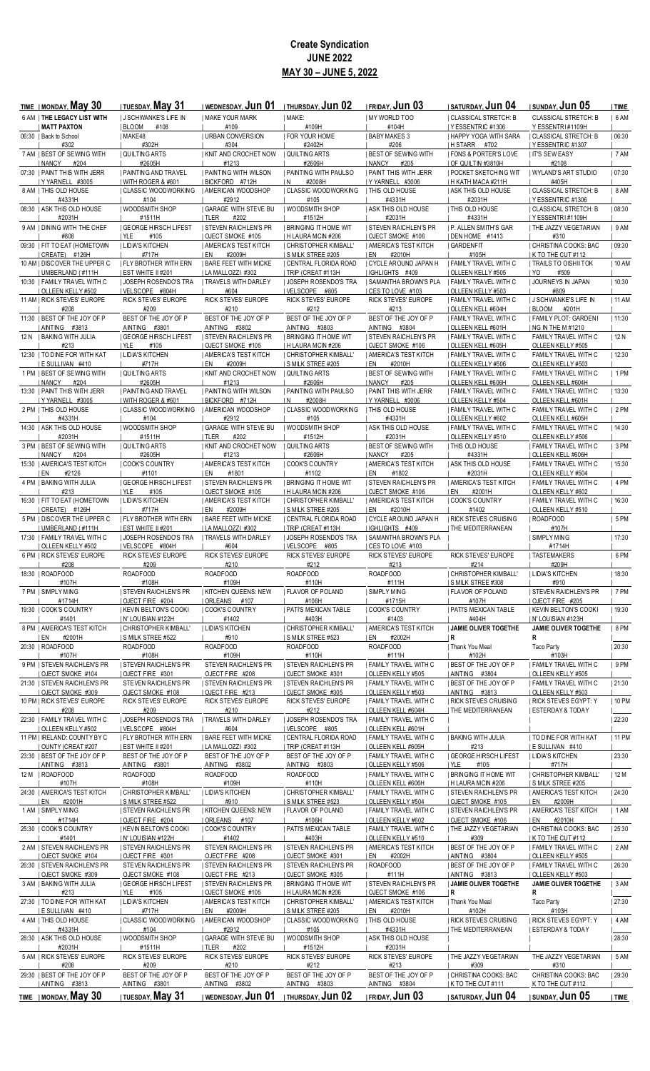# Create Syndication

## JUNE 2022

## MAY 30 – JUNE 5, 2022

| TIME | MONDAY, May 30 | TUESDAY, May 31 | WEDNESDAY, Jun 01 | THURSDAY, Jun 02 | FRIDAY, Jun 03 | SATURDAY, Jun 04 | SUNDAY, Jun 05 | TIME |
|---|---|---|---|---|---|---|---|---|
| 6 AM | **THE LEGACY LIST WITH MATT PAXTON** | J SCHWANKE'S LIFE IN BLOOM #108 | MAKE YOUR MARK #109 | MAKE: #109H | MY WORLD TOO #104H | CLASSICAL STRETCH: BY ESSENTRICS #1306 | CLASSICAL STRETCH: BY ESSENTRICS #1109H | 6 AM |
| 06:30 | Back to School #302 | MAKE48 #302H | URBAN CONVERSION #304 | FOR YOUR HOME #2402H | BABY MAKES 3 #206 | HAPPY YOGA WITH SARAH STARR #702 | CLASSICAL STRETCH: BY ESSENTRICS #1307 | 06:30 |
| 7 AM | BEST OF SEWING WITH NANCY #204 | QUILTING ARTS #2605H | KNIT AND CROCHET NOW #1213 | QUILTING ARTS #2606H | BEST OF SEWING WITH NANCY #205 | FONS & PORTER'S LOVE OF QUILTIN #3810H | IT'S SEW EASY #2108 | 7 AM |
| 07:30 | PAINT THIS WITH JERRY YARNELL #3005 | PAINTING AND TRAVEL WITH ROGER & #601 | PAINTING WITH WILSON BICKFORD #712H | PAINTING WITH PAULSON #2008H | PAINT THIS WITH JERRY YARNELL #3006 | POCKET SKETCHING WITH KATH MACA #211H | WYLAND'S ART STUDIO #405H | 07:30 |
| 8 AM | THIS OLD HOUSE #4331H | CLASSIC WOODWORKING #104 | AMERICAN WOODSHOP #2912 | CLASSIC WOODWORKING #105 | THIS OLD HOUSE #4331H | ASK THIS OLD HOUSE #2031H | CLASSICAL STRETCH: BY ESSENTRICS #1306 | 8 AM |
| 08:30 | ASK THIS OLD HOUSE #2031H | WOODSMITH SHOP #1511H | GARAGE WITH STEVE BUTLER #202 | WOODSMITH SHOP #1512H | ASK THIS OLD HOUSE #2031H | THIS OLD HOUSE #4331H | CLASSICAL STRETCH: BY ESSENTRICS #1109H | 08:30 |
| 9 AM | DINING WITH THE CHEF #808 | GEORGE HIRSCH LIFESTYLE #105 | STEVEN RAICHLEN'S PROJECT SMOKE #105 | BRINGING IT HOME WITH LAURA MCIN #206 | STEVEN RAICHLEN'S PROJECT SMOKE #106 | P. ALLEN SMITH'S GARDEN HOME #1413 | THE JAZZY VEGETARIAN #310 | 9 AM |
| 09:30 | FIT TO EAT (HOMETOWN CREATE) #126H | LIDIA'S KITCHEN #717H | AMERICA'S TEST KITCHEN #2009H | CHRISTOPHER KIMBALL'S MILK STREE #205 | AMERICA'S TEST KITCHEN #2010H | GARDENFIT #105H | CHRISTINA COOKS: BACK TO THE CUT #112 | 09:30 |
| 10 AM | DISCOVER THE UPPER CUMBERLAND (#111H | FLY BROTHER WITH ERNEST WHITE II #201 | BARE FEET WITH MICKELA MALLOZZI #302 | CENTRAL FLORIDA ROAD TRIP (CREAT #113H | CYCLE AROUND JAPAN HIGHLIGHTS #409 | FAMILY TRAVEL WITH COLLEEN KELLY #505 | TRAILS TO OISHII TOKYO #509 | 10 AM |
| 10:30 | FAMILY TRAVEL WITH COLLEEN KELLY #502 | JOSEPH ROSENDO'S TRAVELSCOPE #804H | TRAVELS WITH DARLEY #604 | JOSEPH ROSENDO'S TRAVELSCOPE #805 | SAMANTHA BROWN'S PLACES TO LOVE #103 | FAMILY TRAVEL WITH COLLEEN KELLY #503 | JOURNEYS IN JAPAN #809 | 10:30 |
| 11 AM | RICK STEVES' EUROPE #208 | RICK STEVES' EUROPE #209 | RICK STEVES' EUROPE #210 | RICK STEVES' EUROPE #212 | RICK STEVES' EUROPE #213 | FAMILY TRAVEL WITH COLLEEN KELL #604H | J SCHWANKE'S LIFE IN BLOOM #201H | 11 AM |
| 11:30 | BEST OF THE JOY OF PAINTING #3813 | BEST OF THE JOY OF PAINTING #3801 | BEST OF THE JOY OF PAINTING #3802 | BEST OF THE JOY OF PAINTING #3803 | BEST OF THE JOY OF PAINTING #3804 | FAMILY TRAVEL WITH COLLEEN KELL #601H | FAMILY PLOT: GARDENING IN THE M #1210 | 11:30 |
| 12 N | BAKING WITH JULIA #213 | GEORGE HIRSCH LIFESTYLE #105 | STEVEN RAICHLEN'S PROJECT SMOKE #105 | BRINGING IT HOME WITH LAURA MCIN #206 | STEVEN RAICHLEN'S PROJECT SMOKE #106 | FAMILY TRAVEL WITH COLLEEN KELL #605H | FAMILY TRAVEL WITH COLLEEN KELLY #505 | 12 N |
| 12:30 | TO DINE FOR WITH KATE SULLIVAN #410 | LIDIA'S KITCHEN #717H | AMERICA'S TEST KITCHEN #2009H | CHRISTOPHER KIMBALL'S MILK STREE #205 | AMERICA'S TEST KITCHEN #2010H | FAMILY TRAVEL WITH COLLEEN KELLY #506 | FAMILY TRAVEL WITH COLLEEN KELLY #503 | 12:30 |
| 1 PM | BEST OF SEWING WITH NANCY #204 | QUILTING ARTS #2605H | KNIT AND CROCHET NOW #1213 | QUILTING ARTS #2606H | BEST OF SEWING WITH NANCY #205 | FAMILY TRAVEL WITH COLLEEN KELL #606H | FAMILY TRAVEL WITH COLLEEN KELL #604H | 1 PM |
| 13:30 | PAINT THIS WITH JERRY YARNELL #3005 | PAINTING AND TRAVEL WITH ROGER & #601 | PAINTING WITH WILSON BICKFORD #712H | PAINTING WITH PAULSON #2008H | PAINT THIS WITH JERRY YARNELL #3006 | FAMILY TRAVEL WITH COLLEEN KELLY #504 | FAMILY TRAVEL WITH COLLEEN KELL #601H | 13:30 |
| 2 PM | THIS OLD HOUSE #4331H | CLASSIC WOODWORKING #104 | AMERICAN WOODSHOP #2912 | CLASSIC WOODWORKING #105 | THIS OLD HOUSE #4331H | FAMILY TRAVEL WITH COLLEEN KELL #602 | FAMILY TRAVEL WITH COLLEEN KELL #605H | 2 PM |
| 14:30 | ASK THIS OLD HOUSE #2031H | WOODSMITH SHOP #1511H | GARAGE WITH STEVE BUTLER #202 | WOODSMITH SHOP #1512H | ASK THIS OLD HOUSE #2031H | FAMILY TRAVEL WITH COLLEEN KELLY #510 | FAMILY TRAVEL WITH COLLEEN KELLY #506 | 14:30 |
| 3 PM | BEST OF SEWING WITH NANCY #204 | QUILTING ARTS #2605H | KNIT AND CROCHET NOW #1213 | QUILTING ARTS #2606H | BEST OF SEWING WITH NANCY #205 | THIS OLD HOUSE #4331H | FAMILY TRAVEL WITH COLLEEN KELL #606H | 3 PM |
| 15:30 | AMERICA'S TEST KITCHEN #2126 | COOK'S COUNTRY #1101 | AMERICA'S TEST KITCHEN #1801 | COOK'S COUNTRY #1102 | AMERICA'S TEST KITCHEN #1802 | ASK THIS OLD HOUSE #2031H | FAMILY TRAVEL WITH COLLEEN KELLY #504 | 15:30 |
| 4 PM | BAKING WITH JULIA #213 | GEORGE HIRSCH LIFESTYLE #105 | STEVEN RAICHLEN'S PROJECT SMOKE #105 | BRINGING IT HOME WITH LAURA MCIN #206 | STEVEN RAICHLEN'S PROJECT SMOKE #106 | AMERICA'S TEST KITCHEN #2001H | FAMILY TRAVEL WITH COLLEEN KELL #602 | 4 PM |
| 16:30 | FIT TO EAT (HOMETOWN CREATE) #126H | LIDIA'S KITCHEN #717H | AMERICA'S TEST KITCHEN #2009H | CHRISTOPHER KIMBALL'S MILK STREE #205 | AMERICA'S TEST KITCHEN #2010H | COOK'S COUNTRY #1402 | FAMILY TRAVEL WITH COLLEEN KELLY #510 | 16:30 |
| 5 PM | DISCOVER THE UPPER CUMBERLAND (#111H | FLY BROTHER WITH ERNEST WHITE II #201 | BARE FEET WITH MICKELA MALLOZZI #302 | CENTRAL FLORIDA ROAD TRIP (CREAT #113H | CYCLE AROUND JAPAN HIGHLIGHTS #409 | RICK STEVES CRUISING THE MEDITERRANEAN | ROADFOOD #107H | 5 PM |
| 17:30 | FAMILY TRAVEL WITH COLLEEN KELLY #502 | JOSEPH ROSENDO'S TRAVELSCOPE #804H | TRAVELS WITH DARLEY #604 | JOSEPH ROSENDO'S TRAVELSCOPE #805 | SAMANTHA BROWN'S PLACES TO LOVE #103 | | SIMPLY MING #1714H | 17:30 |
| 6 PM | RICK STEVES' EUROPE #208 | RICK STEVES' EUROPE #209 | RICK STEVES' EUROPE #210 | RICK STEVES' EUROPE #212 | RICK STEVES' EUROPE #213 | RICK STEVES' EUROPE #214 | TASTEMAKERS #209H | 6 PM |
| 18:30 | ROADFOOD #107H | ROADFOOD #108H | ROADFOOD #109H | ROADFOOD #110H | ROADFOOD #111H | CHRISTOPHER KIMBALL'S MILK STREE #308 | LIDIA'S KITCHEN #910 | 18:30 |
| 7 PM | SIMPLY MING #1714H | STEVEN RAICHLEN'S PROJECT FIRE #204 | KITCHEN QUEENS: NEW ORLEANS #107 | FLAVOR OF POLAND #106H | SIMPLY MING #1715H | FLAVOR OF POLAND #107H | STEVEN RAICHLEN'S PROJECT FIRE #205 | 7 PM |
| 19:30 | COOK'S COUNTRY #1401 | KEVIN BELTON'S COOKIN' LOUISIAN #122H | COOK'S COUNTRY #1402 | PATI'S MEXICAN TABLE #403H | COOK'S COUNTRY #1403 | PATI'S MEXICAN TABLE #404H | KEVIN BELTON'S COOKIN' LOUISIAN #123H | 19:30 |
| 8 PM | AMERICA'S TEST KITCHEN #2001H | CHRISTOPHER KIMBALL'S MILK STREE #522 | LIDIA'S KITCHEN #910 | CHRISTOPHER KIMBALL'S MILK STREE #523 | AMERICA'S TEST KITCHEN #2002H | **JAMIE OLIVER TOGETHER** | **JAMIE OLIVER TOGETHER** | 8 PM |
| 20:30 | ROADFOOD #107H | ROADFOOD #108H | ROADFOOD #109H | ROADFOOD #110H | ROADFOOD #111H | Thank You Meal #102H | Taco Party #103H | 20:30 |
| 9 PM | STEVEN RAICHLEN'S PROJECT SMOKE #104 | STEVEN RAICHLEN'S PROJECT FIRE #301 | STEVEN RAICHLEN'S PROJECT FIRE #208 | STEVEN RAICHLEN'S PROJECT SMOKE #301 | FAMILY TRAVEL WITH COLLEEN KELLY #505 | BEST OF THE JOY OF PAINTING #3804 | FAMILY TRAVEL WITH COLLEEN KELLY #505 | 9 PM |
| 21:30 | STEVEN RAICHLEN'S PROJECT SMOKE #309 | STEVEN RAICHLEN'S PROJECT SMOKE #108 | STEVEN RAICHLEN'S PROJECT FIRE #213 | STEVEN RAICHLEN'S PROJECT SMOKE #305 | FAMILY TRAVEL WITH COLLEEN KELLY #503 | BEST OF THE JOY OF PAINTING #3813 | FAMILY TRAVEL WITH COLLEEN KELLY #503 | 21:30 |
| 10 PM | RICK STEVES' EUROPE #208 | RICK STEVES' EUROPE #209 | RICK STEVES' EUROPE #210 | RICK STEVES' EUROPE #212 | FAMILY TRAVEL WITH COLLEEN KELL #604H | RICK STEVES CRUISING THE MEDITERRANEAN | RICK STEVES EGYPT: YESTERDAY & TODAY | 10 PM |
| 22:30 | FAMILY TRAVEL WITH COLLEEN KELLY #502 | JOSEPH ROSENDO'S TRAVELSCOPE #804H | TRAVELS WITH DARLEY #604 | JOSEPH ROSENDO'S TRAVELSCOPE #805 | FAMILY TRAVEL WITH COLLEEN KELL #601H | | | 22:30 |
| 11 PM | IRELAND: COUNTY BY COUNTY (CREAT #207 | FLY BROTHER WITH ERNEST WHITE II #201 | BARE FEET WITH MICKELA MALLOZZI #302 | CENTRAL FLORIDA ROAD TRIP (CREAT #113H | FAMILY TRAVEL WITH COLLEEN KELL #605H | BAKING WITH JULIA #213 | TO DINE FOR WITH KATE SULLIVAN #410 | 11 PM |
| 23:30 | BEST OF THE JOY OF PAINTING #3813 | BEST OF THE JOY OF PAINTING #3801 | BEST OF THE JOY OF PAINTING #3802 | BEST OF THE JOY OF PAINTING #3803 | FAMILY TRAVEL WITH COLLEEN KELLY #506 | GEORGE HIRSCH LIFESTYLE #105 | LIDIA'S KITCHEN #717H | 23:30 |
| 12 M | ROADFOOD #107H | ROADFOOD #108H | ROADFOOD #109H | ROADFOOD #110H | FAMILY TRAVEL WITH COLLEEN KELL #606H | BRINGING IT HOME WITH LAURA MCIN #206 | CHRISTOPHER KIMBALL'S MILK STREE #205 | 12 M |
| 24:30 | AMERICA'S TEST KITCHEN #2001H | CHRISTOPHER KIMBALL'S MILK STREE #522 | LIDIA'S KITCHEN #910 | CHRISTOPHER KIMBALL'S MILK STREE #523 | FAMILY TRAVEL WITH COLLEEN KELLY #504 | STEVEN RAICHLEN'S PROJECT SMOKE #105 | AMERICA'S TEST KITCHEN #2009H | 24:30 |
| 1 AM | SIMPLY MING #1714H | STEVEN RAICHLEN'S PROJECT FIRE #204 | KITCHEN QUEENS: NEW ORLEANS #107 | FLAVOR OF POLAND #106H | FAMILY TRAVEL WITH COLLEEN KELL #602 | STEVEN RAICHLEN'S PROJECT SMOKE #106 | AMERICA'S TEST KITCHEN #2010H | 1 AM |
| 25:30 | COOK'S COUNTRY #1401 | KEVIN BELTON'S COOKIN' LOUISIAN #122H | COOK'S COUNTRY #1402 | PATI'S MEXICAN TABLE #403H | FAMILY TRAVEL WITH COLLEEN KELLY #510 | THE JAZZY VEGETARIAN #309 | CHRISTINA COOKS: BACK TO THE CUT #112 | 25:30 |
| 2 AM | STEVEN RAICHLEN'S PROJECT SMOKE #104 | STEVEN RAICHLEN'S PROJECT FIRE #301 | STEVEN RAICHLEN'S PROJECT FIRE #208 | STEVEN RAICHLEN'S PROJECT SMOKE #301 | AMERICA'S TEST KITCHEN #2002H | BEST OF THE JOY OF PAINTING #3804 | FAMILY TRAVEL WITH COLLEEN KELLY #505 | 2 AM |
| 26:30 | STEVEN RAICHLEN'S PROJECT SMOKE #309 | STEVEN RAICHLEN'S PROJECT SMOKE #108 | STEVEN RAICHLEN'S PROJECT FIRE #213 | STEVEN RAICHLEN'S PROJECT SMOKE #305 | ROADFOOD #111H | BEST OF THE JOY OF PAINTING #3813 | FAMILY TRAVEL WITH COLLEEN KELLY #503 | 26:30 |
| 3 AM | BAKING WITH JULIA #213 | GEORGE HIRSCH LIFESTYLE #105 | STEVEN RAICHLEN'S PROJECT SMOKE #105 | BRINGING IT HOME WITH LAURA MCIN #206 | STEVEN RAICHLEN'S PROJECT SMOKE #106 | **JAMIE OLIVER TOGETHER** | **JAMIE OLIVER TOGETHER** | 3 AM |
| 27:30 | TO DINE FOR WITH KATE SULLIVAN #410 | LIDIA'S KITCHEN #717H | AMERICA'S TEST KITCHEN #2009H | CHRISTOPHER KIMBALL'S MILK STREE #205 | AMERICA'S TEST KITCHEN #2010H | Thank You Meal #102H | Taco Party #103H | 27:30 |
| 4 AM | THIS OLD HOUSE #4331H | CLASSIC WOODWORKING #104 | AMERICAN WOODSHOP #2912 | CLASSIC WOODWORKING #105 | THIS OLD HOUSE #4331H | RICK STEVES CRUISING THE MEDITERRANEAN | RICK STEVES EGYPT: YESTERDAY & TODAY | 4 AM |
| 28:30 | ASK THIS OLD HOUSE #2031H | WOODSMITH SHOP #1511H | GARAGE WITH STEVE BUTLER #202 | WOODSMITH SHOP #1512H | ASK THIS OLD HOUSE #2031H | | | 28:30 |
| 5 AM | RICK STEVES' EUROPE #208 | RICK STEVES' EUROPE #209 | RICK STEVES' EUROPE #210 | RICK STEVES' EUROPE #212 | RICK STEVES' EUROPE #213 | THE JAZZY VEGETARIAN #309 | THE JAZZY VEGETARIAN #310 | 5 AM |
| 29:30 | BEST OF THE JOY OF PAINTING #3813 | BEST OF THE JOY OF PAINTING #3801 | BEST OF THE JOY OF PAINTING #3802 | BEST OF THE JOY OF PAINTING #3803 | BEST OF THE JOY OF PAINTING #3804 | CHRISTINA COOKS: BACK TO THE CUT #111 | CHRISTINA COOKS: BACK TO THE CUT #112 | 29:30 |
| TIME | MONDAY, May 30 | TUESDAY, May 31 | WEDNESDAY, Jun 01 | THURSDAY, Jun 02 | FRIDAY, Jun 03 | SATURDAY, Jun 04 | SUNDAY, Jun 05 | TIME |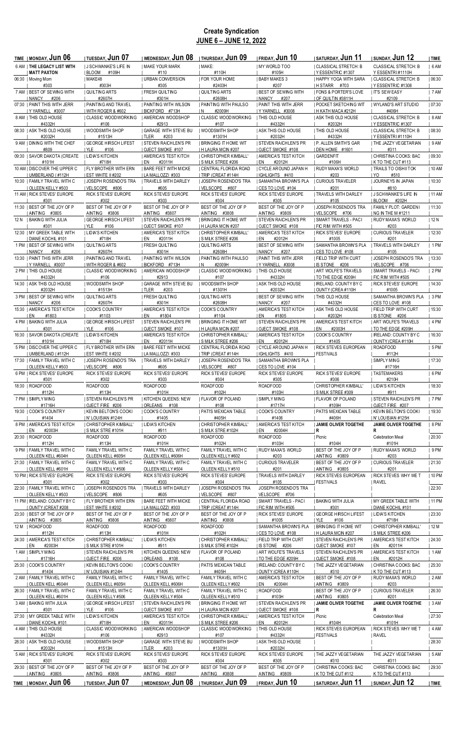# Create Syndication

## JUNE 6 – JUNE 12, 2022

| TIME | MONDAY, Jun 06 | TUESDAY, Jun 07 | WEDNESDAY, Jun 08 | THURSDAY, Jun 09 | FRIDAY, Jun 10 | SATURDAY, Jun 11 | SUNDAY, Jun 12 | TIME |
|---|---|---|---|---|---|---|---|---|
| 6 AM | THE LEGACY LIST WITH MATT PAXTON | J SCHWANKE'S LIFE IN BLOOM #109H | MAKE YOUR MARK #110 | MAKE: #110H | MY WORLD TOO #105H | CLASSICAL STRETCH: B Y ESSENTRIC #1307 | CLASSICAL STRETCH: B Y ESSENTRI #1110H | 6 AM |
| 06:30 | Moving Mom #303 | MAKE48 #303H | URBAN CONVERSION #305 | FOR YOUR HOME #2403H | BABY MAKES 3 #207 | HAPPY YOGA WITH SARA H STARR #703 | CLASSICAL STRETCH: B Y ESSENTRIC #1308 | 06:30 |
| 7 AM | BEST OF SEWING WITH NANCY #206 | QUILTING ARTS #2607H | FRESH QUILTING #301H | QUILTING ARTS #2608H | BEST OF SEWING WITH NANCY #207 | FONS & PORTER'S LOVE OF QUILTIN #3811H | IT'S SEW EASY #2109 | 7 AM |
| 07:30 | PAINT THIS WITH JERR Y YARNELL #3007 | PAINTING AND TRAVEL WITH ROGER & #602 | PAINTING WITH WILSON BICKFORD #713H | PAINTING WITH PAULSO N #2009H | PAINT THIS WITH JERR Y YARNELL #3008 | POCKET SKETCHING WIT H KATH MACA #212H | WYLAND'S ART STUDIO #406H | 07:30 |
| 8 AM | THIS OLD HOUSE #4332H | CLASSIC WOODWORKING #106 | AMERICAN WOODSHOP #2913 | CLASSIC WOODWORKING #107 | THIS OLD HOUSE #4332H | ASK THIS OLD HOUSE #2032H | CLASSICAL STRETCH: B Y ESSENTRIC #1307 | 8 AM |
| 08:30 | ASK THIS OLD HOUSE #2032H | WOODSMITH SHOP #1513H | GARAGE WITH STEVE BU TLER #203 | WOODSMITH SHOP #1301H | ASK THIS OLD HOUSE #2032H | THIS OLD HOUSE #4332H | CLASSICAL STRETCH: B Y ESSENTRI #1110H | 08:30 |
| 9 AM | DINING WITH THE CHEF #809 | GEORGE HIRSCH LIFEST YLE #106 | STEVEN RAICHLEN'S PR OJECT SMOKE #107 | BRINGING IT HOME WIT H LAURA MCIN #207 | STEVEN RAICHLEN'S PR OJECT SMOKE #108 | P. ALLEN SMITH'S GAR DEN HOME #1601 | THE JAZZY VEGETARIAN #311 | 9 AM |
| 09:30 | SAVOR DAKOTA (CREATE ) #101H | LIDIA'S KITCHEN #718H | AMERICA'S TEST KITCH EN #2011H | CHRISTOPHER KIMBALL' S MILK STREE #206 | AMERICA'S TEST KITCH EN #2012H | GARDENFIT #106H | CHRISTINA COOKS: BAC K TO THE CUT #113 | 09:30 |
| 10 AM | DISCOVER THE UPPER C UMBERLAND ( #112H | FLY BROTHER WITH ERN EST WHITE II #202 | BARE FEET WITH MICKE LA MALLOZZI #303 | CENTRAL FLORIDA ROAD TRIP (CREAT #114H | CYCLE AROUND JAPAN H IGHLIGHTS #410 | RUDY MAXA'S WORLD #203 | TRAILS TO OISHII TOK YO #510 | 10 AM |
| 10:30 | FAMILY TRAVEL WITH C OLLEEN KELLY #503 | JOSEPH ROSENDO'S TRA VELSCOPE #806 | TRAVELS WITH DARLEY #605 | JOSEPH ROSENDO'S TRA VELSCOPE #807 | SAMANTHA BROWN'S PLA CES TO LOVE #104 | CURIOUS TRAVELER #201 | JOURNEYS IN JAPAN #810 | 10:30 |
| 11 AM | RICK STEVES' EUROPE #301 | RICK STEVES' EUROPE #302 | RICK STEVES' EUROPE #303 | RICK STEVES' EUROPE #304 | RICK STEVES' EUROPE #305 | TRAVELS WITH DARLEY #105 | J SCHWANKE'S LIFE IN BLOOM #202H | 11 AM |
| 11:30 | BEST OF THE JOY OF P AINTING #3805 | BEST OF THE JOY OF P AINTING #3806 | BEST OF THE JOY OF P AINTING #3807 | BEST OF THE JOY OF P AINTING #3808 | BEST OF THE JOY OF P AINTING #3809 | JOSEPH ROSENDO'S TRA VELSCOPE #706 | FAMILY PLOT: GARDENI NG IN THE M #1211 | 11:30 |
| 12 N | BAKING WITH JULIA #301 | GEORGE HIRSCH LIFEST YLE #106 | STEVEN RAICHLEN'S PR OJECT SMOKE #107 | BRINGING IT HOME WIT H LAURA MCIN #207 | STEVEN RAICHLEN'S PR OJECT SMOKE #108 | SMART TRAVELS - PACI FIC RIM WITH #505 | RUDY MAXA'S WORLD #203 | 12 N |
| 12:30 | MY GREEK TABLE WITH DIANE KOCHIL #101 | LIDIA'S KITCHEN #718H | AMERICA'S TEST KITCH EN #2011H | CHRISTOPHER KIMBALL' S MILK STREE #206 | AMERICA'S TEST KITCH EN #2012H | RICK STEVES' EUROPE #1005 | CURIOUS TRAVELER #201 | 12:30 |
| 1 PM | BEST OF SEWING WITH NANCY #206 | QUILTING ARTS #2607H | FRESH QUILTING #301H | QUILTING ARTS #2608H | BEST OF SEWING WITH NANCY #207 | SAMANTHA BROWN'S PLA CES TO LOVE #108 | TRAVELS WITH DARLEY #105 | 1 PM |
| 13:30 | PAINT THIS WITH JERR Y YARNELL #3007 | PAINTING AND TRAVEL WITH ROGER & #602 | PAINTING WITH WILSON BICKFORD #713H | PAINTING WITH PAULSO N #2009H | PAINT THIS WITH JERR Y YARNELL #3008 | FIELD TRIP WITH CURT IS STONE #206 | JOSEPH ROSENDO'S TRA VELSCOPE #706 | 13:30 |
| 2 PM | THIS OLD HOUSE #4332H | CLASSIC WOODWORKING #106 | AMERICAN WOODSHOP #2913 | CLASSIC WOODWORKING #107 | THIS OLD HOUSE #4332H | ART WOLFE'S TRAVELS TO THE EDGE #209H | SMART TRAVELS - PACI FIC RIM WITH #505 | 2 PM |
| 14:30 | ASK THIS OLD HOUSE #2032H | WOODSMITH SHOP #1513H | GARAGE WITH STEVE BU TLER #203 | WOODSMITH SHOP #1301H | ASK THIS OLD HOUSE #2032H | IRELAND: COUNTY BY C OUNTY (CREA #110H | RICK STEVES' EUROPE #1005 | 14:30 |
| 3 PM | BEST OF SEWING WITH NANCY #206 | QUILTING ARTS #2607H | FRESH QUILTING #301H | QUILTING ARTS #2608H | BEST OF SEWING WITH NANCY #207 | THIS OLD HOUSE #4332H | SAMANTHA BROWN'S PLA CES TO LOVE #108 | 3 PM |
| 15:30 | AMERICA'S TEST KITCH EN #1803 | COOK'S COUNTRY #1103 | AMERICA'S TEST KITCH EN #1804 | COOK'S COUNTRY #1104 | AMERICA'S TEST KITCH EN #1805 | ASK THIS OLD HOUSE #2032H | FIELD TRIP WITH CURT IS STONE #206 | 15:30 |
| 4 PM | BAKING WITH JULIA #301 | GEORGE HIRSCH LIFEST YLE #106 | STEVEN RAICHLEN'S PR OJECT SMOKE #107 | BRINGING IT HOME WIT H LAURA MCIN #207 | STEVEN RAICHLEN'S PR OJECT SMOKE #108 | AMERICA'S TEST KITCH EN #2003H | ART WOLFE'S TRAVELS TO THE EDGE #209H | 4 PM |
| 16:30 | SAVOR DAKOTA (CREATE ) #101H | LIDIA'S KITCHEN #718H | AMERICA'S TEST KITCH EN #2011H | CHRISTOPHER KIMBALL' S MILK STREE #206 | AMERICA'S TEST KITCH EN #2012H | COOK'S COUNTRY #1405 | IRELAND: COUNTY BY C OUNTY (CREA #110H | 16:30 |
| 5 PM | DISCOVER THE UPPER C UMBERLAND ( #112H | FLY BROTHER WITH ERN EST WHITE II #202 | BARE FEET WITH MICKE LA MALLOZZI #303 | CENTRAL FLORIDA ROAD TRIP (CREAT #114H | CYCLE AROUND JAPAN H IGHLIGHTS #410 | RICK STEVES EUROPEAN FESTIVALS | ROADFOOD #112H | 5 PM |
| 17:30 | FAMILY TRAVEL WITH C OLLEEN KELLY #503 | JOSEPH ROSENDO'S TRA VELSCOPE #806 | TRAVELS WITH DARLEY #605 | JOSEPH ROSENDO'S TRA VELSCOPE #807 | SAMANTHA BROWN'S PLA CES TO LOVE #104 | | SIMPLY MING #1716H | 17:30 |
| 6 PM | RICK STEVES' EUROPE #301 | RICK STEVES' EUROPE #302 | RICK STEVES' EUROPE #303 | RICK STEVES' EUROPE #304 | RICK STEVES' EUROPE #305 | RICK STEVES' EUROPE #306 | TASTEMAKERS #210H | 6 PM |
| 18:30 | ROADFOOD #112H | ROADFOOD #113H | ROADFOOD #101H | ROADFOOD #102H | ROADFOOD #103H | CHRISTOPHER KIMBALL' S MILK STREE #309 | LIDIA'S KITCHEN #911 | 18:30 |
| 7 PM | SIMPLY MING #1716H | STEVEN RAICHLEN'S PR OJECT FIRE #206 | KITCHEN QUEENS: NEW ORLEANS #108 | FLAVOR OF POLAND #108 | SIMPLY MING #1717H | FLAVOR OF POLAND #109H | STEVEN RAICHLEN'S PR OJECT FIRE #207 | 7 PM |
| 19:30 | COOK'S COUNTRY #1404 | KEVIN BELTON'S COOKI N' LOUISIAN #124H | COOK'S COUNTRY #1405 | PATI'S MEXICAN TABLE #405H | COOK'S COUNTRY #1406 | PATI'S MEXICAN TABLE #406H | KEVIN BELTON'S COOKI N' LOUISIAN #125H | 19:30 |
| 8 PM | AMERICA'S TEST KITCH EN #2003H | CHRISTOPHER KIMBALL' S MILK STRE #101H | LIDIA'S KITCHEN #911 | CHRISTOPHER KIMBALL' S MILK STRE #102H | AMERICA'S TEST KITCH EN #2004H | JAMIE OLIVER TOGETHE R | JAMIE OLIVER TOGETHE R | 8 PM |
| 20:30 | ROADFOOD #112H | ROADFOOD #113H | ROADFOOD #101H | ROADFOOD #102H | ROADFOOD #103H | Picnic #104H | Celebration Meal #101H | 20:30 |
| 9 PM | FAMILY TRAVEL WITH C OLLEEN KELLY #604H | FAMILY TRAVEL WITH C OLLEEN KELLY #605H | FAMILY TRAVEL WITH C OLLEEN KELLY #606H | FAMILY TRAVEL WITH C OLLEEN KELLY #602 | RUDY MAXA'S WORLD #203 | BEST OF THE JOY OF P AINTING #3809 | RUDY MAXA'S WORLD #203 | 9 PM |
| 21:30 | FAMILY TRAVEL WITH C OLLEEN KELLY #601H | FAMILY TRAVEL WITH C OLLEEN KELLY #506 | FAMILY TRAVEL WITH C OLLEEN KELLY #504 | FAMILY TRAVEL WITH C OLLEEN KELLY #510 | CURIOUS TRAVELER #201 | BEST OF THE JOY OF P AINTING #3805 | CURIOUS TRAVELER #201 | 21:30 |
| 10 PM | RICK STEVES' EUROPE #301 | RICK STEVES' EUROPE #302 | RICK STEVES' EUROPE #303 | RICK STEVES' EUROPE #304 | TRAVELS WITH DARLEY #105 | RICK STEVES EUROPEAN FESTIVALS | RICK STEVES WHY WE T RAVEL | 10 PM |
| 22:30 | FAMILY TRAVEL WITH C OLLEEN KELLY #503 | JOSEPH ROSENDO'S TRA VELSCOPE #806 | TRAVELS WITH DARLEY #605 | JOSEPH ROSENDO'S TRA VELSCOPE #807 | JOSEPH ROSENDO'S TRA VELSCOPE #706 | | | 22:30 |
| 11 PM | IRELAND: COUNTY BY C OUNTY (CREAT #208 | FLY BROTHER WITH ERN EST WHITE II #202 | BARE FEET WITH MICKE LA MALLOZZI #303 | CENTRAL FLORIDA ROAD TRIP (CREAT #114H | SMART TRAVELS - PACI FIC RIM WITH #505 | BAKING WITH JULIA #301 | MY GREEK TABLE WITH DIANE KOCHIL #101 | 11 PM |
| 23:30 | BEST OF THE JOY OF P AINTING #3805 | BEST OF THE JOY OF P AINTING #3806 | BEST OF THE JOY OF P AINTING #3807 | BEST OF THE JOY OF P AINTING #3808 | RICK STEVES' EUROPE #1005 | GEORGE HIRSCH LIFEST YLE #106 | LIDIA'S KITCHEN #718H | 23:30 |
| 12 M | ROADFOOD #112H | ROADFOOD #113H | ROADFOOD #101H | ROADFOOD #102H | SAMANTHA BROWN'S PLA CES TO LOVE #108 | BRINGING IT HOME WIT H LAURA MCIN #207 | CHRISTOPHER KIMBALL' S MILK STREE #206 | 12 M |
| 24:30 | AMERICA'S TEST KITCH EN #2003H | CHRISTOPHER KIMBALL' S MILK STRE #101H | LIDIA'S KITCHEN #911 | CHRISTOPHER KIMBALL' S MILK STRE #102H | FIELD TRIP WITH CURT IS STONE #206 | STEVEN RAICHLEN'S PR OJECT SMOKE #107 | AMERICA'S TEST KITCH EN #2011H | 24:30 |
| 1 AM | SIMPLY MING #1716H | STEVEN RAICHLEN'S PR OJECT FIRE #206 | KITCHEN QUEENS: NEW ORLEANS #108 | FLAVOR OF POLAND #108 | ART WOLFE'S TRAVELS TO THE EDGE #209H | STEVEN RAICHLEN'S PR OJECT SMOKE #108 | AMERICA'S TEST KITCH EN #2012H | 1 AM |
| 25:30 | COOK'S COUNTRY #1404 | KEVIN BELTON'S COOKI N' LOUISIAN #124H | COOK'S COUNTRY #1405 | PATI'S MEXICAN TABLE #405H | IRELAND: COUNTY BY C OUNTY (CREA #110H | THE JAZZY VEGETARIAN #310 | CHRISTINA COOKS: BAC K TO THE CUT #113 | 25:30 |
| 2 AM | FAMILY TRAVEL WITH C OLLEEN KELLY #604H | FAMILY TRAVEL WITH C OLLEEN KELLY #605H | FAMILY TRAVEL WITH C OLLEEN KELLY #606H | FAMILY TRAVEL WITH C OLLEEN KELLY #602 | AMERICA'S TEST KITCH EN #2004H | BEST OF THE JOY OF P AINTING #3809 | RUDY MAXA'S WORLD #203 | 2 AM |
| 26:30 | FAMILY TRAVEL WITH C OLLEEN KELLY #601H | FAMILY TRAVEL WITH C OLLEEN KELLY #506 | FAMILY TRAVEL WITH C OLLEEN KELLY #504 | FAMILY TRAVEL WITH C OLLEEN KELLY #510 | ROADFOOD #103H | BEST OF THE JOY OF P AINTING #3805 | CURIOUS TRAVELER #201 | 26:30 |
| 3 AM | BAKING WITH JULIA #301 | GEORGE HIRSCH LIFEST YLE #106 | STEVEN RAICHLEN'S PR OJECT SMOKE #107 | BRINGING IT HOME WIT H LAURA MCIN #207 | STEVEN RAICHLEN'S PR OJECT SMOKE #108 | JAMIE OLIVER TOGETHE R | JAMIE OLIVER TOGETHE R | 3 AM |
| 27:30 | MY GREEK TABLE WITH DIANE KOCHIL #101 | LIDIA'S KITCHEN #718H | AMERICA'S TEST KITCH EN #2011H | CHRISTOPHER KIMBALL' S MILK STREE #206 | AMERICA'S TEST KITCH EN #2012H | Picnic #104H | Celebration Meal #101H | 27:30 |
| 4 AM | THIS OLD HOUSE #4332H | CLASSIC WOODWORKING #106 | AMERICAN WOODSHOP #2913 | CLASSIC WOODWORKING #107 | THIS OLD HOUSE #4332H | RICK STEVES EUROPEAN FESTIVALS | RICK STEVES WHY WE T RAVEL | 4 AM |
| 28:30 | ASK THIS OLD HOUSE #2032H | WOODSMITH SHOP #1513H | GARAGE WITH STEVE BU TLER #203 | WOODSMITH SHOP #1301H | ASK THIS OLD HOUSE #2032H | | | 28:30 |
| 5 AM | RICK STEVES' EUROPE #301 | RICK STEVES' EUROPE #302 | RICK STEVES' EUROPE #303 | RICK STEVES' EUROPE #304 | RICK STEVES' EUROPE #305 | THE JAZZY VEGETARIAN #310 | THE JAZZY VEGETARIAN #311 | 5 AM |
| 29:30 | BEST OF THE JOY OF P AINTING #3805 | BEST OF THE JOY OF P AINTING #3806 | BEST OF THE JOY OF P AINTING #3807 | BEST OF THE JOY OF P AINTING #3808 | BEST OF THE JOY OF P AINTING #3809 | CHRISTINA COOKS: BAC K TO THE CUT #112 | CHRISTINA COOKS: BAC K TO THE CUT #113 | 29:30 |
| TIME | MONDAY, Jun 06 | TUESDAY, Jun 07 | WEDNESDAY, Jun 08 | THURSDAY, Jun 09 | FRIDAY, Jun 10 | SATURDAY, Jun 11 | SUNDAY, Jun 12 | TIME |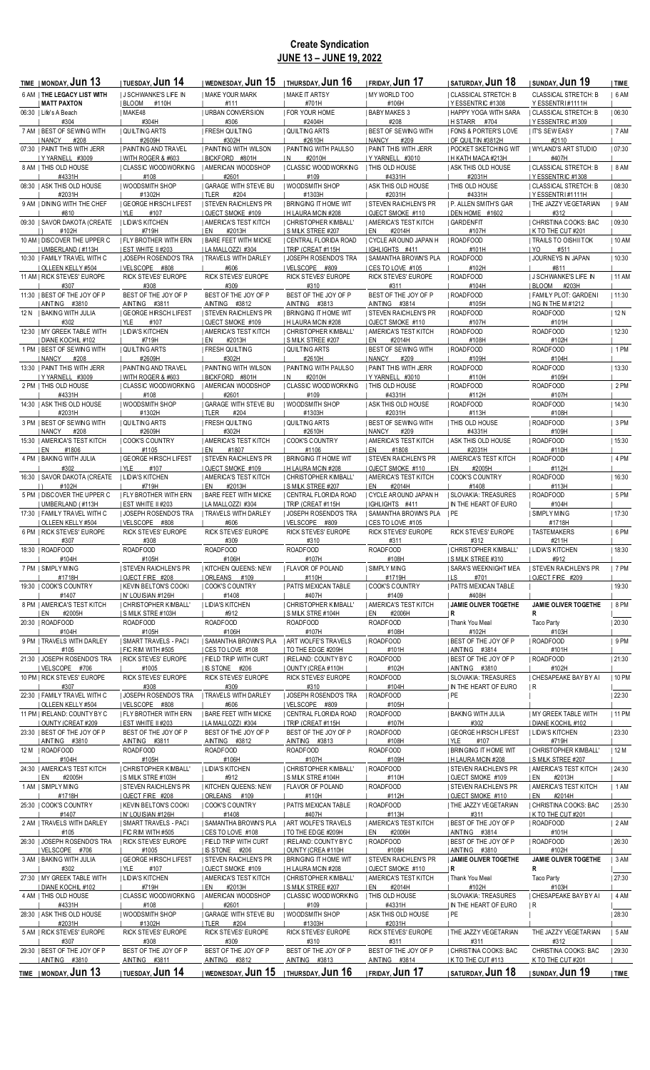# Create Syndication

## JUNE 13 – JUNE 19, 2022

| TIME | MONDAY, Jun 13 | TUESDAY, Jun 14 | WEDNESDAY, Jun 15 | THURSDAY, Jun 16 | FRIDAY, Jun 17 | SATURDAY, Jun 18 | SUNDAY, Jun 19 | TIME |
|---|---|---|---|---|---|---|---|---|
| 6 AM | **THE LEGACY LIST WITH MATT PAXTON** | J SCHWANKE'S LIFE IN BLOOM #110H | MAKE YOUR MARK #111 | MAKE IT ARTSY #701H | MY WORLD TOO #106H | CLASSICAL STRETCH: BY ESSENTRICS #1308 | CLASSICAL STRETCH: BY ESSENTRICS #1111H | 6 AM |
| 06:30 | Life's A Beach #304 | MAKE48 #304H | URBAN CONVERSION #306 | FOR YOUR HOME #2404H | BABY MAKES 3 #208 | HAPPY YOGA WITH SARAH STARR #704 | CLASSICAL STRETCH: BY ESSENTRICS #1309 | 06:30 |
| 7 AM | BEST OF SEWING WITH NANCY #208 | QUILTING ARTS #2609H | FRESH QUILTING #302H | QUILTING ARTS #2610H | BEST OF SEWING WITH NANCY #209 | FONS & PORTER'S LOVE OF QUILTING #3812H | IT'S SEW EASY #2110 | 7 AM |
| 07:30 | PAINT THIS WITH JERRY YARNELL #3009 | PAINTING AND TRAVEL WITH ROGER & #603 | PAINTING WITH WILSON BICKFORD #801H | PAINTING WITH PAULSON #2010H | PAINT THIS WITH JERRY YARNELL #3010 | POCKET SKETCHING WITH KATH MACA #213H | WYLAND'S ART STUDIO #407H | 07:30 |
| 8 AM | THIS OLD HOUSE #4331H | CLASSIC WOODWORKING #108 | AMERICAN WOODSHOP #2601 | CLASSIC WOODWORKING #109 | THIS OLD HOUSE #4331H | ASK THIS OLD HOUSE #2031H | CLASSICAL STRETCH: BY ESSENTRICS #1308 | 8 AM |
| 08:30 | ASK THIS OLD HOUSE #2031H | WOODSMITH SHOP #1302H | GARAGE WITH STEVE BUTLER #204 | WOODSMITH SHOP #1303H | ASK THIS OLD HOUSE #2031H | THIS OLD HOUSE #4331H | CLASSICAL STRETCH: BY ESSENTRICS #1111H | 08:30 |
| 9 AM | DINING WITH THE CHEF #810 | GEORGE HIRSCH LIFESTYLE #107 | STEVEN RAICHLEN'S PROJECT SMOKE #109 | BRINGING IT HOME WITH LAURA MCIN #208 | STEVEN RAICHLEN'S PROJECT SMOKE #110 | P. ALLEN SMITH'S GARDEN HOME #1602 | THE JAZZY VEGETARIAN #312 | 9 AM |
| 09:30 | SAVOR DAKOTA (CREATE) #102H | LIDIA'S KITCHEN #719H | AMERICA'S TEST KITCHEN #2013H | CHRISTOPHER KIMBALL'S MILK STREET #207 | AMERICA'S TEST KITCHEN #2014H | GARDENFIT #107H | CHRISTINA COOKS: BACK TO THE CUT #201 | 09:30 |
| 10 AM | DISCOVER THE UPPER CUMBERLAND (#113H | FLY BROTHER WITH ERNEST WHITE II #203 | BARE FEET WITH MICKELA MALLOZZI #304 | CENTRAL FLORIDA ROAD TRIP (CREAT #115H | CYCLE AROUND JAPAN HIGHLIGHTS #411 | ROADFOOD #101H | TRAILS TO OISHII TOKYO #511 | 10 AM |
| 10:30 | FAMILY TRAVEL WITH COLLEEN KELLY #504 | JOSEPH ROSENDO'S TRAVELSCOPE #808 | TRAVELS WITH DARLEY #606 | JOSEPH ROSENDO'S TRAVELSCOPE #809 | SAMANTHA BROWN'S PLACES TO LOVE #105 | ROADFOOD #102H | JOURNEYS IN JAPAN #811 | 10:30 |
| 11 AM | RICK STEVES' EUROPE #307 | RICK STEVES' EUROPE #308 | RICK STEVES' EUROPE #309 | RICK STEVES' EUROPE #310 | RICK STEVES' EUROPE #311 | ROADFOOD #104H | J SCHWANKE'S LIFE IN BLOOM #203H | 11 AM |
| 11:30 | BEST OF THE JOY OF PAINTING #3810 | BEST OF THE JOY OF PAINTING #3811 | BEST OF THE JOY OF PAINTING #3812 | BEST OF THE JOY OF PAINTING #3813 | BEST OF THE JOY OF PAINTING #3814 | ROADFOOD #105H | FAMILY PLOT: GARDENING IN THE M #1212 | 11:30 |
| 12 N | BAKING WITH JULIA #302 | GEORGE HIRSCH LIFESTYLE #107 | STEVEN RAICHLEN'S PROJECT SMOKE #109 | BRINGING IT HOME WITH LAURA MCIN #208 | STEVEN RAICHLEN'S PROJECT SMOKE #110 | ROADFOOD #107H | ROADFOOD #101H | 12 N |
| 12:30 | MY GREEK TABLE WITH DIANE KOCHIL #102 | LIDIA'S KITCHEN #719H | AMERICA'S TEST KITCHEN #2013H | CHRISTOPHER KIMBALL'S MILK STREET #207 | AMERICA'S TEST KITCHEN #2014H | ROADFOOD #108H | ROADFOOD #102H | 12:30 |
| 1 PM | BEST OF SEWING WITH NANCY #208 | QUILTING ARTS #2609H | FRESH QUILTING #302H | QUILTING ARTS #2610H | BEST OF SEWING WITH NANCY #209 | ROADFOOD #109H | ROADFOOD #104H | 1 PM |
| 13:30 | PAINT THIS WITH JERRY YARNELL #3009 | PAINTING AND TRAVEL WITH ROGER & #603 | PAINTING WITH WILSON BICKFORD #801H | PAINTING WITH PAULSON #2010H | PAINT THIS WITH JERRY YARNELL #3010 | ROADFOOD #110H | ROADFOOD #105H | 13:30 |
| 2 PM | THIS OLD HOUSE #4331H | CLASSIC WOODWORKING #108 | AMERICAN WOODSHOP #2601 | CLASSIC WOODWORKING #109 | THIS OLD HOUSE #4331H | ROADFOOD #112H | ROADFOOD #107H | 2 PM |
| 14:30 | ASK THIS OLD HOUSE #2031H | WOODSMITH SHOP #1302H | GARAGE WITH STEVE BUTLER #204 | WOODSMITH SHOP #1303H | ASK THIS OLD HOUSE #2031H | ROADFOOD #113H | ROADFOOD #108H | 14:30 |
| 3 PM | BEST OF SEWING WITH NANCY #208 | QUILTING ARTS #2609H | FRESH QUILTING #302H | QUILTING ARTS #2610H | BEST OF SEWING WITH NANCY #209 | THIS OLD HOUSE #4331H | ROADFOOD #109H | 3 PM |
| 15:30 | AMERICA'S TEST KITCHEN #1806 | COOK'S COUNTRY #1105 | AMERICA'S TEST KITCHEN #1807 | COOK'S COUNTRY #1106 | AMERICA'S TEST KITCHEN #1808 | ASK THIS OLD HOUSE #2031H | ROADFOOD #110H | 15:30 |
| 4 PM | BAKING WITH JULIA #302 | GEORGE HIRSCH LIFESTYLE #107 | STEVEN RAICHLEN'S PROJECT SMOKE #109 | BRINGING IT HOME WITH LAURA MCIN #208 | STEVEN RAICHLEN'S PROJECT SMOKE #110 | AMERICA'S TEST KITCHEN #2005H | ROADFOOD #112H | 4 PM |
| 16:30 | SAVOR DAKOTA (CREATE) #102H | LIDIA'S KITCHEN #719H | AMERICA'S TEST KITCHEN #2013H | CHRISTOPHER KIMBALL'S MILK STREET #207 | AMERICA'S TEST KITCHEN #2014H | COOK'S COUNTRY #1408 | ROADFOOD #113H | 16:30 |
| 5 PM | DISCOVER THE UPPER CUMBERLAND (#113H | FLY BROTHER WITH ERNEST WHITE II #203 | BARE FEET WITH MICKELA MALLOZZI #304 | CENTRAL FLORIDA ROAD TRIP (CREAT #115H | CYCLE AROUND JAPAN HIGHLIGHTS #411 | SLOVAKIA: TREASURES IN THE HEART OF EUROPE | ROADFOOD #104H | 5 PM |
| 17:30 | FAMILY TRAVEL WITH COLLEEN KELLY #504 | JOSEPH ROSENDO'S TRAVELSCOPE #808 | TRAVELS WITH DARLEY #606 | JOSEPH ROSENDO'S TRAVELSCOPE #809 | SAMANTHA BROWN'S PLACES TO LOVE #105 | | SIMPLY MING #1718H | 17:30 |
| 6 PM | RICK STEVES' EUROPE #307 | RICK STEVES' EUROPE #308 | RICK STEVES' EUROPE #309 | RICK STEVES' EUROPE #310 | RICK STEVES' EUROPE #311 | RICK STEVES' EUROPE #312 | TASTEMAKERS #211H | 6 PM |
| 18:30 | ROADFOOD #104H | ROADFOOD #105H | ROADFOOD #106H | ROADFOOD #107H | ROADFOOD #108H | CHRISTOPHER KIMBALL'S MILK STREET #310 | LIDIA'S KITCHEN #912 | 18:30 |
| 7 PM | SIMPLY MING #1718H | STEVEN RAICHLEN'S PROJECT FIRE #208 | KITCHEN QUEENS: NEW ORLEANS #109 | FLAVOR OF POLAND #110H | SIMPLY MING #1719H | SARA'S WEEKNIGHT MEALS #701 | STEVEN RAICHLEN'S PROJECT FIRE #209 | 7 PM |
| 19:30 | COOK'S COUNTRY #1407 | KEVIN BELTON'S COOKIN' LOUISIAN #126H | COOK'S COUNTRY #1408 | PATI'S MEXICAN TABLE #407H | COOK'S COUNTRY #1409 | PATI'S MEXICAN TABLE #408H | | 19:30 |
| 8 PM | AMERICA'S TEST KITCHEN #2005H | CHRISTOPHER KIMBALL'S MILK STRE #103H | LIDIA'S KITCHEN #912 | CHRISTOPHER KIMBALL'S MILK STRE #104H | AMERICA'S TEST KITCHEN #2006H | **JAMIE OLIVER TOGETHER** | **JAMIE OLIVER TOGETHER** | 8 PM |
| 20:30 | ROADFOOD #104H | ROADFOOD #105H | ROADFOOD #106H | ROADFOOD #107H | ROADFOOD #108H | Thank You Meal #102H | Taco Party #103H | 20:30 |
| 9 PM | TRAVELS WITH DARLEY #105 | SMART TRAVELS - PACIFIC RIM WITH #505 | SAMANTHA BROWN'S PLACES TO LOVE #108 | ART WOLFE'S TRAVELS TO THE EDGE #209H | ROADFOOD #101H | BEST OF THE JOY OF PAINTING #3814 | ROADFOOD #101H | 9 PM |
| 21:30 | JOSEPH ROSENDO'S TRAVELSCOPE #706 | RICK STEVES' EUROPE #1005 | FIELD TRIP WITH CURTIS STONE #206 | IRELAND: COUNTY BY COUNTY (CREA #110H | ROADFOOD #102H | BEST OF THE JOY OF PAINTING #3810 | ROADFOOD #102H | 21:30 |
| 10 PM | RICK STEVES' EUROPE #307 | RICK STEVES' EUROPE #308 | RICK STEVES' EUROPE #309 | RICK STEVES' EUROPE #310 | ROADFOOD #104H | SLOVAKIA: TREASURES IN THE HEART OF EUROPE | CHESAPEAKE BAY BY AIR | 10 PM |
| 22:30 | FAMILY TRAVEL WITH COLLEEN KELLY #504 | JOSEPH ROSENDO'S TRAVELSCOPE #808 | TRAVELS WITH DARLEY #606 | JOSEPH ROSENDO'S TRAVELSCOPE #809 | ROADFOOD #105H | | | 22:30 |
| 11 PM | IRELAND: COUNTY BY COUNTY (CREAT #209 | FLY BROTHER WITH ERNEST WHITE II #203 | BARE FEET WITH MICKELA MALLOZZI #304 | CENTRAL FLORIDA ROAD TRIP (CREAT #115H | ROADFOOD #107H | BAKING WITH JULIA #302 | MY GREEK TABLE WITH DIANE KOCHIL #102 | 11 PM |
| 23:30 | BEST OF THE JOY OF PAINTING #3810 | BEST OF THE JOY OF PAINTING #3811 | BEST OF THE JOY OF PAINTING #3812 | BEST OF THE JOY OF PAINTING #3813 | ROADFOOD #108H | GEORGE HIRSCH LIFESTYLE #107 | LIDIA'S KITCHEN #719H | 23:30 |
| 12 M | ROADFOOD #104H | ROADFOOD #105H | ROADFOOD #106H | ROADFOOD #107H | ROADFOOD #109H | BRINGING IT HOME WITH LAURA MCIN #208 | CHRISTOPHER KIMBALL'S MILK STREET #207 | 12 M |
| 24:30 | AMERICA'S TEST KITCHEN #2005H | CHRISTOPHER KIMBALL'S MILK STRE #103H | LIDIA'S KITCHEN #912 | CHRISTOPHER KIMBALL'S MILK STRE #104H | ROADFOOD #110H | STEVEN RAICHLEN'S PROJECT SMOKE #109 | AMERICA'S TEST KITCHEN #2013H | 24:30 |
| 1 AM | SIMPLY MING #1718H | STEVEN RAICHLEN'S PROJECT FIRE #208 | KITCHEN QUEENS: NEW ORLEANS #109 | FLAVOR OF POLAND #110H | ROADFOOD #112H | STEVEN RAICHLEN'S PROJECT SMOKE #110 | AMERICA'S TEST KITCHEN #2014H | 1 AM |
| 25:30 | COOK'S COUNTRY #1407 | KEVIN BELTON'S COOKIN' LOUISIAN #126H | COOK'S COUNTRY #1408 | PATI'S MEXICAN TABLE #407H | ROADFOOD #113H | THE JAZZY VEGETARIAN #311 | CHRISTINA COOKS: BACK TO THE CUT #201 | 25:30 |
| 2 AM | TRAVELS WITH DARLEY #105 | SMART TRAVELS - PACIFIC RIM WITH #505 | SAMANTHA BROWN'S PLACES TO LOVE #108 | ART WOLFE'S TRAVELS TO THE EDGE #209H | AMERICA'S TEST KITCHEN #2006H | BEST OF THE JOY OF PAINTING #3814 | ROADFOOD #101H | 2 AM |
| 26:30 | JOSEPH ROSENDO'S TRAVELSCOPE #706 | RICK STEVES' EUROPE #1005 | FIELD TRIP WITH CURTIS STONE #206 | IRELAND: COUNTY BY COUNTY (CREA #110H | ROADFOOD #108H | BEST OF THE JOY OF PAINTING #3810 | ROADFOOD #102H | 26:30 |
| 3 AM | BAKING WITH JULIA #302 | GEORGE HIRSCH LIFESTYLE #107 | STEVEN RAICHLEN'S PROJECT SMOKE #109 | BRINGING IT HOME WITH LAURA MCIN #208 | STEVEN RAICHLEN'S PROJECT SMOKE #110 | **JAMIE OLIVER TOGETHER** | **JAMIE OLIVER TOGETHER** | 3 AM |
| 27:30 | MY GREEK TABLE WITH DIANE KOCHIL #102 | LIDIA'S KITCHEN #719H | AMERICA'S TEST KITCHEN #2013H | CHRISTOPHER KIMBALL'S MILK STREET #207 | AMERICA'S TEST KITCHEN #2014H | Thank You Meal #102H | Taco Party #103H | 27:30 |
| 4 AM | THIS OLD HOUSE #4331H | CLASSIC WOODWORKING #108 | AMERICAN WOODSHOP #2601 | CLASSIC WOODWORKING #109 | THIS OLD HOUSE #4331H | SLOVAKIA: TREASURES IN THE HEART OF EUROPE | CHESAPEAKE BAY BY AIR | 4 AM |
| 28:30 | ASK THIS OLD HOUSE #2031H | WOODSMITH SHOP #1302H | GARAGE WITH STEVE BUTLER #204 | WOODSMITH SHOP #1303H | ASK THIS OLD HOUSE #2031H | | | 28:30 |
| 5 AM | RICK STEVES' EUROPE #307 | RICK STEVES' EUROPE #308 | RICK STEVES' EUROPE #309 | RICK STEVES' EUROPE #310 | RICK STEVES' EUROPE #311 | THE JAZZY VEGETARIAN #311 | THE JAZZY VEGETARIAN #312 | 5 AM |
| 29:30 | BEST OF THE JOY OF PAINTING #3810 | BEST OF THE JOY OF PAINTING #3811 | BEST OF THE JOY OF PAINTING #3812 | BEST OF THE JOY OF PAINTING #3813 | BEST OF THE JOY OF PAINTING #3814 | CHRISTINA COOKS: BACK TO THE CUT #113 | CHRISTINA COOKS: BACK TO THE CUT #201 | 29:30 |
| TIME | MONDAY, Jun 13 | TUESDAY, Jun 14 | WEDNESDAY, Jun 15 | THURSDAY, Jun 16 | FRIDAY, Jun 17 | SATURDAY, Jun 18 | SUNDAY, Jun 19 | TIME |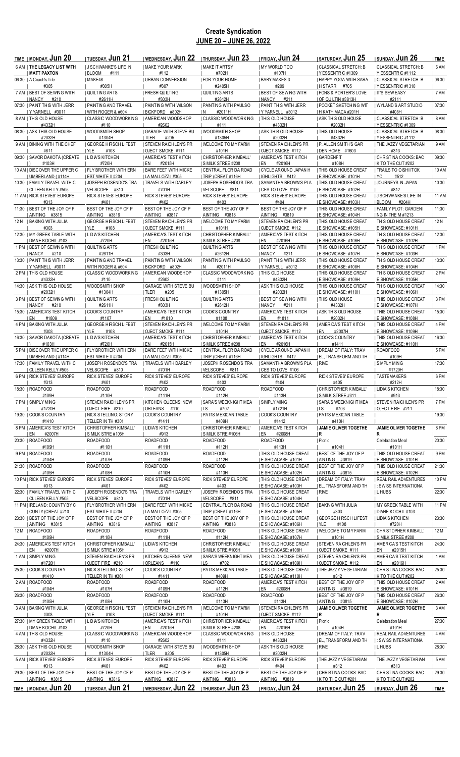# Create Syndication

## JUNE 20 – JUNE 26, 2022

| TIME | MONDAY, Jun 20 | TUESDAY, Jun 21 | WEDNESDAY, Jun 22 | THURSDAY, Jun 23 | FRIDAY, Jun 24 | SATURDAY, Jun 25 | SUNDAY, Jun 26 | TIME |
|---|---|---|---|---|---|---|---|---|
| 6 AM | THE LEGACY LIST WITH MATT PAXTON | J SCHWANKE'S LIFE IN BLOOM #111 | MAKE YOUR MARK #112 | MAKE IT ARTSY #702H | MY WORLD TOO #107H | CLASSICAL STRETCH: B Y ESSENTRIC #1309 | CLASSICAL STRETCH: B Y ESSENTRIC #1112 | 6 AM |
| 06:30 | A Coach's Life #305 | MAKE48 #305H | URBAN CONVERSION #307 | FOR YOUR HOME #2405H | BABY MAKES 3 #209 | HAPPY YOGA WITH SARA H STARR #705 | CLASSICAL STRETCH: B Y ESSENTRIC #1310 | 06:30 |
| 7 AM | BEST OF SEWING WITH NANCY #210 | QUILTING ARTS #2611H | FRESH QUILTING #303H | QUILTING ARTS #2612H | BEST OF SEWING WITH NANCY #211 | FONS & PORTER'S LOVE OF QUILTING #3813H | IT'S SEW EASY #2111 | 7 AM |
| 07:30 | PAINT THIS WITH JERR Y YARNELL #3011 | PAINTING AND TRAVEL WITH ROGER & #604 | PAINTING WITH WILSON BICKFORD #802H | PAINTING WITH PAULSO N #2011H | PAINT THIS WITH JERR Y YARNELL #3012 | POCKET SKETCHING WIT H KATH MACA #201H | WYLAND'S ART STUDIO #408H | 07:30 |
| 8 AM | THIS OLD HOUSE #4332H | CLASSIC WOODWORKING #110 | AMERICAN WOODSHOP #2602 | CLASSIC WOODWORKING #111 | THIS OLD HOUSE #4332H | ASK THIS OLD HOUSE #2032H | CLASSICAL STRETCH: B Y ESSENTRIC #1309 | 8 AM |
| 08:30 | ASK THIS OLD HOUSE #2032H | WOODSMITH SHOP #1304H | GARAGE WITH STEVE BU TLER #205 | WOODSMITH SHOP #1305H | ASK THIS OLD HOUSE #2032H | THIS OLD HOUSE #4332H | CLASSICAL STRETCH: B Y ESSENTRIC #1112 | 08:30 |
| 9 AM | DINING WITH THE CHEF #811 | GEORGE HIRSCH LIFEST YLE #108 | STEVEN RAICHLEN'S PR OJECT SMOKE #111 | WELCOME TO MY FARM #101H | STEVEN RAICHLEN'S PR OJECT SMOKE #112 | P. ALLEN SMITH'S GAR DEN HOME #1603 | THE JAZZY VEGETARIAN #313 | 9 AM |
| 09:30 | SAVOR DAKOTA (CREATE ) #103H | LIDIA'S KITCHEN #720H | AMERICA'S TEST KITCH EN #2015H | CHRISTOPHER KIMBALL' S MILK STREET #208 | AMERICA'S TEST KITCH EN #2016H | GARDENFIT #108H | CHRISTINA COOKS: BAC K TO THE CUT #202 | 09:30 |
| 10 AM | DISCOVER THE UPPER C UMBERLAND (#114H | FLY BROTHER WITH ERN EST WHITE II #204 | BARE FEET WITH MICKE LA MALLOZZI #305 | CENTRAL FLORIDA ROAD TRIP (CREAT #116H | CYCLE AROUND JAPAN H IGHLIGHTS #412 | THIS OLD HOUSE CREAT E SHOWCASE: #101H | TRAILS TO OISHII TOK YO #512 | 10 AM |
| 10:30 | FAMILY TRAVEL WITH C OLLEEN KELLY #505 | JOSEPH ROSENDO'S TRA VELSCOPE #810 | TRAVELS WITH DARLEY #701H | JOSEPH ROSENDO'S TRA VELSCOPE #811 | SAMANTHA BROWN'S PLA CES TO LOVE #106 | THIS OLD HOUSE CREAT E SHOWCASE: #102H | JOURNEYS IN JAPAN #812 | 10:30 |
| 11 AM | RICK STEVES' EUROPE #313 | RICK STEVES' EUROPE #401 | RICK STEVES' EUROPE #402 | RICK STEVES' EUROPE #403 | RICK STEVES' EUROPE #404 | THIS OLD HOUSE CREAT E SHOWCASE: #103H | J SCHWANKE'S LIFE IN BLOOM #204H | 11 AM |
| 11:30 | BEST OF THE JOY OF P AINTING #3815 | BEST OF THE JOY OF P AINTING #3816 | BEST OF THE JOY OF P AINTING #3817 | BEST OF THE JOY OF P AINTING #3818 | BEST OF THE JOY OF P AINTING #3819 | THIS OLD HOUSE CREAT E SHOWCASE: #104H | FAMILY PLOT: GARDENI NG IN THE M #1213 | 11:30 |
| 12 N | BAKING WITH JULIA #303 | GEORGE HIRSCH LIFEST YLE #108 | STEVEN RAICHLEN'S PR OJECT SMOKE #111 | WELCOME TO MY FARM #101H | STEVEN RAICHLEN'S PR OJECT SMOKE #112 | THIS OLD HOUSE CREAT E SHOWCASE: #105H | THIS OLD HOUSE CREAT E SHOWCASE: #101H | 12 N |
| 12:30 | MY GREEK TABLE WITH DIANE KOCHIL #103 | LIDIA'S KITCHEN #720H | AMERICA'S TEST KITCH EN #2015H | CHRISTOPHER KIMBALL' S MILK STREET #208 | AMERICA'S TEST KITCH EN #2016H | THIS OLD HOUSE CREAT E SHOWCASE: #106H | THIS OLD HOUSE CREAT E SHOWCASE: #102H | 12:30 |
| 1 PM | BEST OF SEWING WITH NANCY #210 | QUILTING ARTS #2611H | FRESH QUILTING #303H | QUILTING ARTS #2612H | BEST OF SEWING WITH NANCY #211 | THIS OLD HOUSE CREAT E SHOWCASE: #107H | THIS OLD HOUSE CREAT E SHOWCASE: #103H | 1 PM |
| 13:30 | PAINT THIS WITH JERR Y YARNELL #3011 | PAINTING AND TRAVEL WITH ROGER & #604 | PAINTING WITH WILSON BICKFORD #802H | PAINTING WITH PAULSO N #2011H | PAINT THIS WITH JERR Y YARNELL #3012 | THIS OLD HOUSE CREAT E SHOWCASE: #108H | THIS OLD HOUSE CREAT E SHOWCASE: #104H | 13:30 |
| 2 PM | THIS OLD HOUSE #4332H | CLASSIC WOODWORKING #110 | AMERICAN WOODSHOP #2602 | CLASSIC WOODWORKING #111 | THIS OLD HOUSE #4332H | THIS OLD HOUSE CREAT E SHOWCASE: #109H | THIS OLD HOUSE CREAT E SHOWCASE: #105H | 2 PM |
| 14:30 | ASK THIS OLD HOUSE #2032H | WOODSMITH SHOP #1304H | GARAGE WITH STEVE BU TLER #205 | WOODSMITH SHOP #1305H | ASK THIS OLD HOUSE #2032H | THIS OLD HOUSE CREAT E SHOWCASE: #110H | THIS OLD HOUSE CREAT E SHOWCASE: #106H | 14:30 |
| 3 PM | BEST OF SEWING WITH NANCY #210 | QUILTING ARTS #2611H | FRESH QUILTING #303H | QUILTING ARTS #2612H | BEST OF SEWING WITH NANCY #211 | THIS OLD HOUSE #4332H | THIS OLD HOUSE CREAT E SHOWCASE: #107H | 3 PM |
| 15:30 | AMERICA'S TEST KITCH EN #1809 | COOK'S COUNTRY #1107 | AMERICA'S TEST KITCH EN #1810 | COOK'S COUNTRY #1108 | AMERICA'S TEST KITCH EN #1811 | ASK THIS OLD HOUSE #2032H | THIS OLD HOUSE CREAT E SHOWCASE: #108H | 15:30 |
| 4 PM | BAKING WITH JULIA #303 | GEORGE HIRSCH LIFEST YLE #108 | STEVEN RAICHLEN'S PR OJECT SMOKE #111 | WELCOME TO MY FARM #101H | STEVEN RAICHLEN'S PR OJECT SMOKE #112 | AMERICA'S TEST KITCH EN #2007H | THIS OLD HOUSE CREAT E SHOWCASE: #109H | 4 PM |
| 16:30 | SAVOR DAKOTA (CREATE ) #103H | LIDIA'S KITCHEN #720H | AMERICA'S TEST KITCH EN #2015H | CHRISTOPHER KIMBALL' S MILK STREET #208 | AMERICA'S TEST KITCH EN #2016H | COOK'S COUNTRY #1411 | THIS OLD HOUSE CREAT E SHOWCASE: #110H | 16:30 |
| 5 PM | DISCOVER THE UPPER C UMBERLAND (#114H | FLY BROTHER WITH ERN EST WHITE II #204 | BARE FEET WITH MICKE LA MALLOZZI #305 | CENTRAL FLORIDA ROAD TRIP (CREAT #116H | CYCLE AROUND JAPAN H IGHLIGHTS #412 | DREAM OF ITALY: TRAV EL, TRANSFORM AND TH RIVE | ROADFOOD #109H | 5 PM |
| 17:30 | FAMILY TRAVEL WITH C OLLEEN KELLY #505 | JOSEPH ROSENDO'S TRA VELSCOPE #810 | TRAVELS WITH DARLEY #701H | JOSEPH ROSENDO'S TRA VELSCOPE #811 | SAMANTHA BROWN'S PLA CES TO LOVE #106 | | SIMPLY MING #1720H | 17:30 |
| 6 PM | RICK STEVES' EUROPE #313 | RICK STEVES' EUROPE #401 | RICK STEVES' EUROPE #402 | RICK STEVES' EUROPE #403 | RICK STEVES' EUROPE #404 | RICK STEVES' EUROPE #405 | TASTEMAKERS #212H | 6 PM |
| 18:30 | ROADFOOD #109H | ROADFOOD #110H | ROADFOOD #111H | ROADFOOD #112H | ROADFOOD #113H | CHRISTOPHER KIMBALL' S MILK STREET #311 | LIDIA'S KITCHEN #913 | 18:30 |
| 7 PM | SIMPLY MING #1720H | STEVEN RAICHLEN'S PR OJECT FIRE #210 | KITCHEN QUEENS: NEW ORLEANS #110 | SARA'S WEEKNIGHT MEA LS #702 | SIMPLY MING #1721H | SARA'S WEEKNIGHT MEA LS #703 | STEVEN RAICHLEN'S PR OJECT FIRE #211 | 7 PM |
| 19:30 | COOK'S COUNTRY #1410 | NICK STELLINO: STORY TELLER IN TH #301 | COOK'S COUNTRY #1411 | PATI'S MEXICAN TABLE #409H | COOK'S COUNTRY #1412 | PATI'S MEXICAN TABLE #410H | | 19:30 |
| 8 PM | AMERICA'S TEST KITCH EN #2007H | CHRISTOPHER KIMBALL' S MILK STRE #105H | LIDIA'S KITCHEN #913 | CHRISTOPHER KIMBALL' S MILK STRE #106H | AMERICA'S TEST KITCH EN #2008H | **JAMIE OLIVER TOGETHE R** | **JAMIE OLIVER TOGETHE R** | 8 PM |
| 20:30 | ROADFOOD #109H | ROADFOOD #110H | ROADFOOD #111H | ROADFOOD #112H | ROADFOOD #113H | Picnic #104H | Celebration Meal #101H | 20:30 |
| 9 PM | ROADFOOD #104H | ROADFOOD #107H | ROADFOOD #109H | ROADFOOD #112H | THIS OLD HOUSE CREAT E SHOWCASE: #101H | BEST OF THE JOY OF P AINTING #3819 | THIS OLD HOUSE CREAT E SHOWCASE: #101H | 9 PM |
| 21:30 | ROADFOOD #105H | ROADFOOD #108H | ROADFOOD #110H | ROADFOOD #113H | THIS OLD HOUSE CREAT E SHOWCASE: #102H | BEST OF THE JOY OF P AINTING #3815 | THIS OLD HOUSE CREAT E SHOWCASE: #102H | 21:30 |
| 10 PM | RICK STEVES' EUROPE #313 | RICK STEVES' EUROPE #401 | RICK STEVES' EUROPE #402 | RICK STEVES' EUROPE #403 | THIS OLD HOUSE CREAT E SHOWCASE: #103H | DREAM OF ITALY: TRAV EL, TRANSFORM AND TH RIVE | REAL RAIL ADVENTURES : SWISS INTERNATIONA L HUBS | 10 PM |
| 22:30 | FAMILY TRAVEL WITH C OLLEEN KELLY #505 | JOSEPH ROSENDO'S TRA VELSCOPE #810 | TRAVELS WITH DARLEY #701H | JOSEPH ROSENDO'S TRA VELSCOPE #811 | THIS OLD HOUSE CREAT E SHOWCASE: #104H | | | 22:30 |
| 11 PM | IRELAND: COUNTY BY C OUNTY (CREAT #210 | FLY BROTHER WITH ERN EST WHITE II #204 | BARE FEET WITH MICKE LA MALLOZZI #305 | CENTRAL FLORIDA ROAD TRIP (CREAT #116H | THIS OLD HOUSE CREAT E SHOWCASE: #105H | BAKING WITH JULIA #303 | MY GREEK TABLE WITH DIANE KOCHIL #103 | 11 PM |
| 23:30 | BEST OF THE JOY OF P AINTING #3815 | BEST OF THE JOY OF P AINTING #3816 | BEST OF THE JOY OF P AINTING #3817 | BEST OF THE JOY OF P AINTING #3818 | THIS OLD HOUSE CREAT E SHOWCASE: #106H | GEORGE HIRSCH LIFEST YLE #108 | LIDIA'S KITCHEN #720H | 23:30 |
| 12 M | ROADFOOD #109H | ROADFOOD #110H | ROADFOOD #111H | ROADFOOD #112H | THIS OLD HOUSE CREAT E SHOWCASE: #107H | WELCOME TO MY FARM #101H | CHRISTOPHER KIMBALL' S MILK STREET #208 | 12 M |
| 24:30 | AMERICA'S TEST KITCH EN #2007H | CHRISTOPHER KIMBALL' S MILK STRE #105H | LIDIA'S KITCHEN #913 | CHRISTOPHER KIMBALL' S MILK STRE #106H | THIS OLD HOUSE CREAT E SHOWCASE: #108H | STEVEN RAICHLEN'S PR OJECT SMOKE #111 | AMERICA'S TEST KITCH EN #2015H | 24:30 |
| 1 AM | SIMPLY MING #1720H | STEVEN RAICHLEN'S PR OJECT FIRE #210 | KITCHEN QUEENS: NEW ORLEANS #110 | SARA'S WEEKNIGHT MEA LS #702 | THIS OLD HOUSE CREAT E SHOWCASE: #109H | STEVEN RAICHLEN'S PR OJECT SMOKE #112 | AMERICA'S TEST KITCH EN #2016H | 1 AM |
| 25:30 | COOK'S COUNTRY #1410 | NICK STELLINO: STORY TELLER IN TH #301 | COOK'S COUNTRY #1411 | PATI'S MEXICAN TABLE #409H | THIS OLD HOUSE CREAT E SHOWCASE: #110H | THE JAZZY VEGETARIAN #312 | CHRISTINA COOKS: BAC K TO THE CUT #202 | 25:30 |
| 2 AM | ROADFOOD #104H | ROADFOOD #107H | ROADFOOD #109H | ROADFOOD #112H | AMERICA'S TEST KITCH EN #2008H | BEST OF THE JOY OF P AINTING #3819 | THIS OLD HOUSE CREAT E SHOWCASE: #101H | 2 AM |
| 26:30 | ROADFOOD #105H | ROADFOOD #108H | ROADFOOD #110H | ROADFOOD #113H | ROADFOOD #113H | BEST OF THE JOY OF P AINTING #3815 | THIS OLD HOUSE CREAT E SHOWCASE: #102H | 26:30 |
| 3 AM | BAKING WITH JULIA #303 | GEORGE HIRSCH LIFEST YLE #108 | STEVEN RAICHLEN'S PR OJECT SMOKE #111 | WELCOME TO MY FARM #101H | STEVEN RAICHLEN'S PR OJECT SMOKE #112 | **JAMIE OLIVER TOGETHE R** | **JAMIE OLIVER TOGETHE R** | 3 AM |
| 27:30 | MY GREEK TABLE WITH DIANE KOCHIL #103 | LIDIA'S KITCHEN #720H | AMERICA'S TEST KITCH EN #2015H | CHRISTOPHER KIMBALL' S MILK STREET #208 | AMERICA'S TEST KITCH EN #2016H | Picnic #104H | Celebration Meal #101H | 27:30 |
| 4 AM | THIS OLD HOUSE #4332H | CLASSIC WOODWORKING #110 | AMERICAN WOODSHOP #2602 | CLASSIC WOODWORKING #111 | THIS OLD HOUSE #4332H | DREAM OF ITALY: TRAV EL, TRANSFORM AND TH RIVE | REAL RAIL ADVENTURES : SWISS INTERNATIONA L HUBS | 4 AM |
| 28:30 | ASK THIS OLD HOUSE #2032H | WOODSMITH SHOP #1304H | GARAGE WITH STEVE BU TLER #205 | WOODSMITH SHOP #1305H | ASK THIS OLD HOUSE #2032H | | | 28:30 |
| 5 AM | RICK STEVES' EUROPE #313 | RICK STEVES' EUROPE #401 | RICK STEVES' EUROPE #402 | RICK STEVES' EUROPE #403 | RICK STEVES' EUROPE #404 | THE JAZZY VEGETARIAN #312 | THE JAZZY VEGETARIAN #313 | 5 AM |
| 29:30 | BEST OF THE JOY OF P AINTING #3815 | BEST OF THE JOY OF P AINTING #3816 | BEST OF THE JOY OF P AINTING #3817 | BEST OF THE JOY OF P AINTING #3818 | BEST OF THE JOY OF P AINTING #3819 | CHRISTINA COOKS: BAC K TO THE CUT #201 | CHRISTINA COOKS: BAC K TO THE CUT #202 | 29:30 |
| TIME | MONDAY, Jun 20 | TUESDAY, Jun 21 | WEDNESDAY, Jun 22 | THURSDAY, Jun 23 | FRIDAY, Jun 24 | SATURDAY, Jun 25 | SUNDAY, Jun 26 | TIME |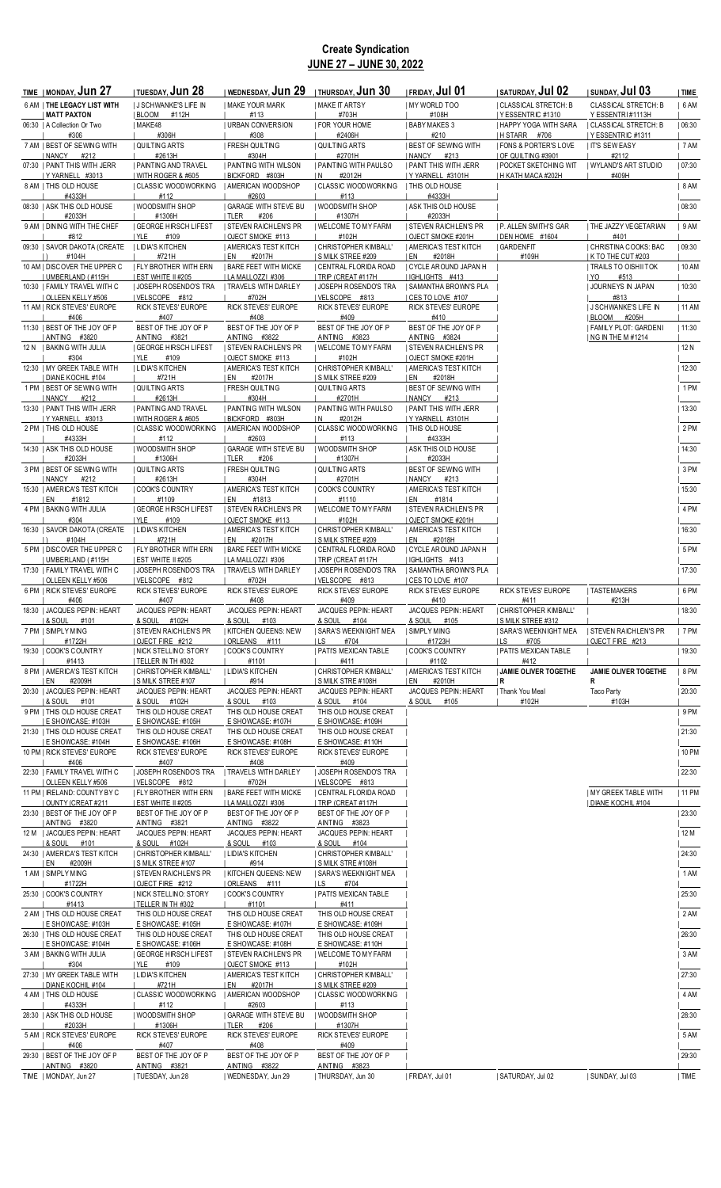# Create Syndication

## JUNE 27 – JUNE 30, 2022

| TIME | MONDAY, Jun 27 | TUESDAY, Jun 28 | WEDNESDAY, Jun 29 | THURSDAY, Jun 30 | FRIDAY, Jul 01 | SATURDAY, Jul 02 | SUNDAY, Jul 03 | TIME |
|---|---|---|---|---|---|---|---|---|
| 6 AM | THE LEGACY LIST WITH MATT PAXTON | J SCHWANKE'S LIFE IN BLOOM #112H | MAKE YOUR MARK #113 | MAKE IT ARTSY #703H | MY WORLD TOO #108H | CLASSICAL STRETCH: B Y ESSENTRIC #1310 | CLASSICAL STRETCH: B Y ESSENTRI #1113H | 6 AM |
| 06:30 | A Collection Or Two #306 | MAKE48 #306H | URBAN CONVERSION #308 | FOR YOUR HOME #2406H | BABY MAKES 3 #210 | HAPPY YOGA WITH SARA H STARR #706 | CLASSICAL STRETCH: B Y ESSENTRIC #1311 | 06:30 |
| 7 AM | BEST OF SEWING WITH NANCY #212 | QUILTING ARTS #2613H | FRESH QUILTING #304H | QUILTING ARTS #2701H | BEST OF SEWING WITH NANCY #213 | FONS & PORTER'S LOVE OF QUILTING #3901 | IT'S SEW EASY #2112 | 7 AM |
| 07:30 | PAINT THIS WITH JERR Y YARNELL #3013 | PAINTING AND TRAVEL WITH ROGER & #605 | PAINTING WITH WILSON BICKFORD #803H | PAINTING WITH PAULSO N #2012H | PAINT THIS WITH JERR Y YARNELL #3101H | POCKET SKETCHING WIT H KATH MACA #202H | WYLAND'S ART STUDIO #409H | 07:30 |
| 8 AM | THIS OLD HOUSE #4333H | CLASSIC WOODWORKING #112 | AMERICAN WOODSHOP #2603 | CLASSIC WOODWORKING #113 | THIS OLD HOUSE #4333H | | | 8 AM |
| 08:30 | ASK THIS OLD HOUSE #2033H | WOODSMITH SHOP #1306H | GARAGE WITH STEVE BU TLER #206 | WOODSMITH SHOP #1307H | ASK THIS OLD HOUSE #2033H | | | 08:30 |
| 9 AM | DINING WITH THE CHEF #812 | GEORGE HIRSCH LIFEST YLE #109 | STEVEN RAICHLEN'S PR OJECT SMOKE #113 | WELCOME TO MY FARM #102H | STEVEN RAICHLEN'S PR OJECT SMOKE #201H | P. ALLEN SMITH'S GAR DEN HOME #1604 | THE JAZZY VEGETARIAN #401 | 9 AM |
| 09:30 | SAVOR DAKOTA (CREATE ) #104H | LIDIA'S KITCHEN #721H | AMERICA'S TEST KITCH EN #2017H | CHRISTOPHER KIMBALL' S MILK STREE #209 | AMERICA'S TEST KITCH EN #2018H | GARDENFIT #109H | CHRISTINA COOKS: BAC K TO THE CUT #203 | 09:30 |
| 10 AM | DISCOVER THE UPPER C UMBERLAND (#115H | FLY BROTHER WITH ERN EST WHITE II #205 | BARE FEET WITH MICKE LA MALLOZZI #306 | CENTRAL FLORIDA ROAD TRIP (CREAT #117H | CYCLE AROUND JAPAN H IGHLIGHTS #413 | | TRAILS TO OISHII TOK YO #513 | 10 AM |
| 10:30 | FAMILY TRAVEL WITH C OLLEEN KELLY #506 | JOSEPH ROSENDO'S TRA VELSCOPE #812 | TRAVELS WITH DARLEY #702H | JOSEPH ROSENDO'S TRA VELSCOPE #813 | SAMANTHA BROWN'S PLA CES TO LOVE #107 | | JOURNEYS IN JAPAN #813 | 10:30 |
| 11 AM | RICK STEVES' EUROPE #406 | RICK STEVES' EUROPE #407 | RICK STEVES' EUROPE #408 | RICK STEVES' EUROPE #409 | RICK STEVES' EUROPE #410 | | J SCHWANKE'S LIFE IN BLOOM #205H | 11 AM |
| 11:30 | BEST OF THE JOY OF P AINTING #3820 | BEST OF THE JOY OF P AINTING #3821 | BEST OF THE JOY OF P AINTING #3822 | BEST OF THE JOY OF P AINTING #3823 | BEST OF THE JOY OF P AINTING #3824 | | FAMILY PLOT: GARDENI NG IN THE M #1214 | 11:30 |
| 12 N | BAKING WITH JULIA #304 | GEORGE HIRSCH LIFEST YLE #109 | STEVEN RAICHLEN'S PR OJECT SMOKE #113 | WELCOME TO MY FARM #102H | STEVEN RAICHLEN'S PR OJECT SMOKE #201H | | | 12 N |
| 12:30 | MY GREEK TABLE WITH DIANE KOCHIL #104 | LIDIA'S KITCHEN #721H | AMERICA'S TEST KITCH EN #2017H | CHRISTOPHER KIMBALL' S MILK STREE #209 | AMERICA'S TEST KITCH EN #2018H | | | 12:30 |
| 1 PM | BEST OF SEWING WITH NANCY #212 | QUILTING ARTS #2613H | FRESH QUILTING #304H | QUILTING ARTS #2701H | BEST OF SEWING WITH NANCY #213 | | | 1 PM |
| 13:30 | PAINT THIS WITH JERR Y YARNELL #3013 | PAINTING AND TRAVEL WITH ROGER & #605 | PAINTING WITH WILSON BICKFORD #803H | PAINTING WITH PAULSO N #2012H | PAINT THIS WITH JERR Y YARNELL #3101H | | | 13:30 |
| 2 PM | THIS OLD HOUSE #4333H | CLASSIC WOODWORKING #112 | AMERICAN WOODSHOP #2603 | CLASSIC WOODWORKING #113 | THIS OLD HOUSE #4333H | | | 2 PM |
| 14:30 | ASK THIS OLD HOUSE #2033H | WOODSMITH SHOP #1306H | GARAGE WITH STEVE BU TLER #206 | WOODSMITH SHOP #1307H | ASK THIS OLD HOUSE #2033H | | | 14:30 |
| 3 PM | BEST OF SEWING WITH NANCY #212 | QUILTING ARTS #2613H | FRESH QUILTING #304H | QUILTING ARTS #2701H | BEST OF SEWING WITH NANCY #213 | | | 3 PM |
| 15:30 | AMERICA'S TEST KITCH EN #1812 | COOK'S COUNTRY #1109 | AMERICA'S TEST KITCH EN #1813 | COOK'S COUNTRY #1110 | AMERICA'S TEST KITCH EN #1814 | | | 15:30 |
| 4 PM | BAKING WITH JULIA #304 | GEORGE HIRSCH LIFEST YLE #109 | STEVEN RAICHLEN'S PR OJECT SMOKE #113 | WELCOME TO MY FARM #102H | STEVEN RAICHLEN'S PR OJECT SMOKE #201H | | | 4 PM |
| 16:30 | SAVOR DAKOTA (CREATE ) #104H | LIDIA'S KITCHEN #721H | AMERICA'S TEST KITCH EN #2017H | CHRISTOPHER KIMBALL' S MILK STREE #209 | AMERICA'S TEST KITCH EN #2018H | | | 16:30 |
| 5 PM | DISCOVER THE UPPER C UMBERLAND (#115H | FLY BROTHER WITH ERN EST WHITE II #205 | BARE FEET WITH MICKE LA MALLOZZI #306 | CENTRAL FLORIDA ROAD TRIP (CREAT #117H | CYCLE AROUND JAPAN H IGHLIGHTS #413 | | | 5 PM |
| 17:30 | FAMILY TRAVEL WITH C OLLEEN KELLY #506 | JOSEPH ROSENDO'S TRA VELSCOPE #812 | TRAVELS WITH DARLEY #702H | JOSEPH ROSENDO'S TRA VELSCOPE #813 | SAMANTHA BROWN'S PLA CES TO LOVE #107 | | | 17:30 |
| 6 PM | RICK STEVES' EUROPE #406 | RICK STEVES' EUROPE #407 | RICK STEVES' EUROPE #408 | RICK STEVES' EUROPE #409 | RICK STEVES' EUROPE #410 | RICK STEVES' EUROPE #411 | TASTEMAKERS #213H | 6 PM |
| 18:30 | JACQUES PEPIN: HEART & SOUL #101 | JACQUES PEPIN: HEART & SOUL #102H | JACQUES PEPIN: HEART & SOUL #103 | JACQUES PEPIN: HEART & SOUL #104 | JACQUES PEPIN: HEART & SOUL #105 | CHRISTOPHER KIMBALL' S MILK STREE #312 | | 18:30 |
| 7 PM | SIMPLY MING #1722H | STEVEN RAICHLEN'S PR OJECT FIRE #212 | KITCHEN QUEENS: NEW ORLEANS #111 | SARA'S WEEKNIGHT MEA LS #704 | SIMPLY MING #1723H | SARA'S WEEKNIGHT MEA LS #705 | STEVEN RAICHLEN'S PR OJECT FIRE #213 | 7 PM |
| 19:30 | COOK'S COUNTRY #1413 | NICK STELLINO: STORY TELLER IN TH #302 | COOK'S COUNTRY #1101 | PATI'S MEXICAN TABLE #411 | COOK'S COUNTRY #1102 | PATI'S MEXICAN TABLE #412 | | 19:30 |
| 8 PM | AMERICA'S TEST KITCH EN #2009H | CHRISTOPHER KIMBALL' S MILK STREE #107 | LIDIA'S KITCHEN #914 | CHRISTOPHER KIMBALL' S MILK STRE #108H | AMERICA'S TEST KITCH EN #2010H | **JAMIE OLIVER TOGETHE R** | **JAMIE OLIVER TOGETHE R** | 8 PM |
| 20:30 | JACQUES PEPIN: HEART & SOUL #101 | JACQUES PEPIN: HEART & SOUL #102H | JACQUES PEPIN: HEART & SOUL #103 | JACQUES PEPIN: HEART & SOUL #104 | JACQUES PEPIN: HEART & SOUL #105 | Thank You Meal #102H | Taco Party #103H | 20:30 |
| 9 PM | THIS OLD HOUSE CREAT E SHOWCASE: #103H | THIS OLD HOUSE CREAT E SHOWCASE: #105H | THIS OLD HOUSE CREAT E SHOWCASE: #107H | THIS OLD HOUSE CREAT E SHOWCASE: #109H | | | | 9 PM |
| 21:30 | THIS OLD HOUSE CREAT E SHOWCASE: #104H | THIS OLD HOUSE CREAT E SHOWCASE: #106H | THIS OLD HOUSE CREAT E SHOWCASE: #108H | THIS OLD HOUSE CREAT E SHOWCASE: #110H | | | | 21:30 |
| 10 PM | RICK STEVES' EUROPE #406 | RICK STEVES' EUROPE #407 | RICK STEVES' EUROPE #408 | RICK STEVES' EUROPE #409 | | | | 10 PM |
| 22:30 | FAMILY TRAVEL WITH C OLLEEN KELLY #506 | JOSEPH ROSENDO'S TRA VELSCOPE #812 | TRAVELS WITH DARLEY #702H | JOSEPH ROSENDO'S TRA VELSCOPE #813 | | | | 22:30 |
| 11 PM | IRELAND: COUNTY BY C OUNTY (CREAT #211 | FLY BROTHER WITH ERN EST WHITE II #205 | BARE FEET WITH MICKE LA MALLOZZI #306 | CENTRAL FLORIDA ROAD TRIP (CREAT #117H | | | MY GREEK TABLE WITH DIANE KOCHIL #104 | 11 PM |
| 23:30 | BEST OF THE JOY OF P AINTING #3820 | BEST OF THE JOY OF P AINTING #3821 | BEST OF THE JOY OF P AINTING #3822 | BEST OF THE JOY OF P AINTING #3823 | | | | 23:30 |
| 12 M | JACQUES PEPIN: HEART & SOUL #101 | JACQUES PEPIN: HEART & SOUL #102H | JACQUES PEPIN: HEART & SOUL #103 | JACQUES PEPIN: HEART & SOUL #104 | | | | 12 M |
| 24:30 | AMERICA'S TEST KITCH EN #2009H | CHRISTOPHER KIMBALL' S MILK STREE #107 | LIDIA'S KITCHEN #914 | CHRISTOPHER KIMBALL' S MILK STRE #108H | | | | 24:30 |
| 1 AM | SIMPLY MING #1722H | STEVEN RAICHLEN'S PR OJECT FIRE #212 | KITCHEN QUEENS: NEW ORLEANS #111 | SARA'S WEEKNIGHT MEA LS #704 | | | | 1 AM |
| 25:30 | COOK'S COUNTRY #1413 | NICK STELLINO: STORY TELLER IN TH #302 | COOK'S COUNTRY #1101 | PATI'S MEXICAN TABLE #411 | | | | 25:30 |
| 2 AM | THIS OLD HOUSE CREAT E SHOWCASE: #103H | THIS OLD HOUSE CREAT E SHOWCASE: #105H | THIS OLD HOUSE CREAT E SHOWCASE: #107H | THIS OLD HOUSE CREAT E SHOWCASE: #109H | | | | 2 AM |
| 26:30 | THIS OLD HOUSE CREAT E SHOWCASE: #104H | THIS OLD HOUSE CREAT E SHOWCASE: #106H | THIS OLD HOUSE CREAT E SHOWCASE: #108H | THIS OLD HOUSE CREAT E SHOWCASE: #110H | | | | 26:30 |
| 3 AM | BAKING WITH JULIA #304 | GEORGE HIRSCH LIFEST YLE #109 | STEVEN RAICHLEN'S PR OJECT SMOKE #113 | WELCOME TO MY FARM #102H | | | | 3 AM |
| 27:30 | MY GREEK TABLE WITH DIANE KOCHIL #104 | LIDIA'S KITCHEN #721H | AMERICA'S TEST KITCH EN #2017H | CHRISTOPHER KIMBALL' S MILK STREE #209 | | | | 27:30 |
| 4 AM | THIS OLD HOUSE #4333H | CLASSIC WOODWORKING #112 | AMERICAN WOODSHOP #2603 | CLASSIC WOODWORKING #113 | | | | 4 AM |
| 28:30 | ASK THIS OLD HOUSE #2033H | WOODSMITH SHOP #1306H | GARAGE WITH STEVE BU TLER #206 | WOODSMITH SHOP #1307H | | | | 28:30 |
| 5 AM | RICK STEVES' EUROPE #406 | RICK STEVES' EUROPE #407 | RICK STEVES' EUROPE #408 | RICK STEVES' EUROPE #409 | | | | 5 AM |
| 29:30 | BEST OF THE JOY OF P AINTING #3820 | BEST OF THE JOY OF P AINTING #3821 | BEST OF THE JOY OF P AINTING #3822 | BEST OF THE JOY OF P AINTING #3823 | | | | 29:30 |
| TIME | MONDAY, Jun 27 | TUESDAY, Jun 28 | WEDNESDAY, Jun 29 | THURSDAY, Jun 30 | FRIDAY, Jul 01 | SATURDAY, Jul 02 | SUNDAY, Jul 03 | TIME |